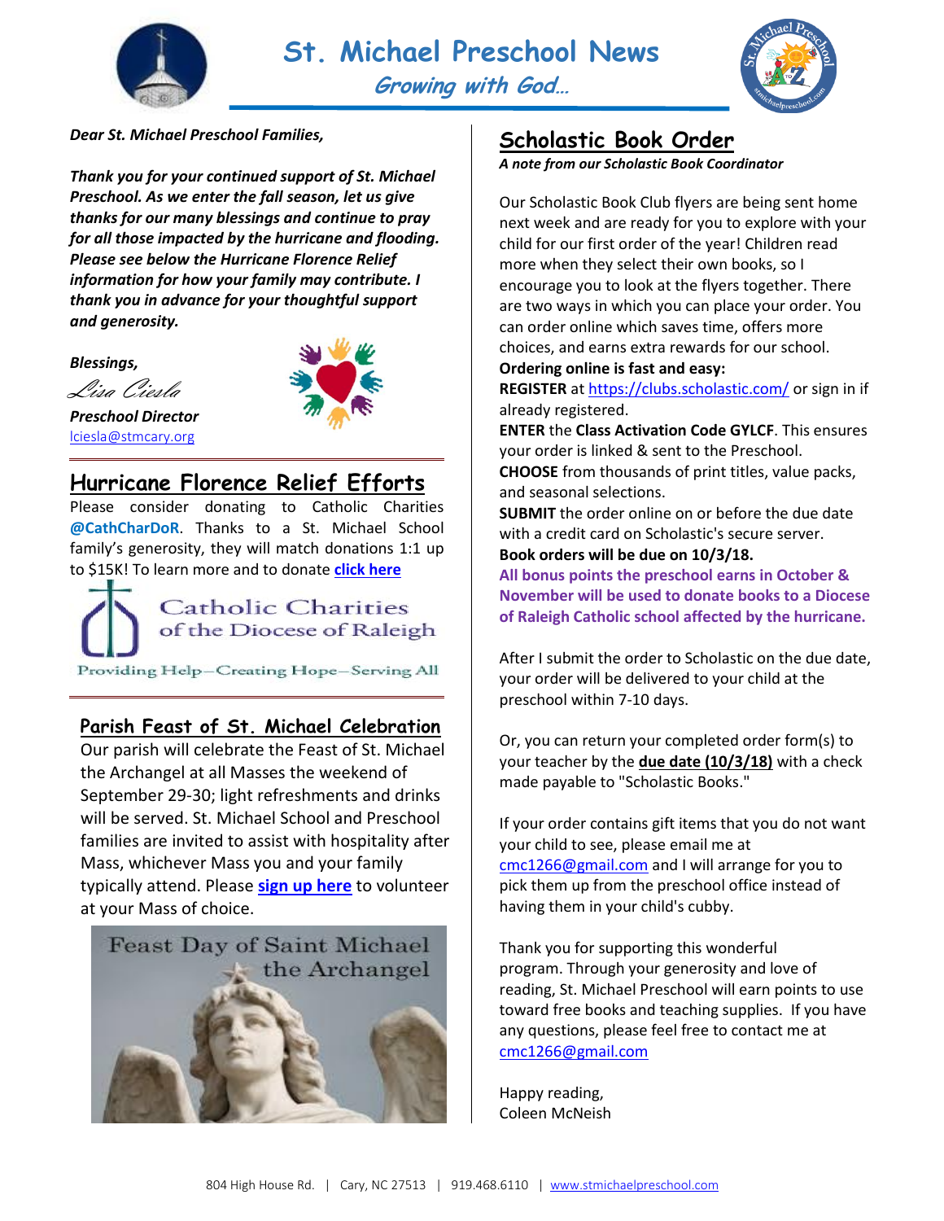# St. Michael Preschool News

## *Growing with God…*

***Dear St. Michael Preschool Families,***

***Thank you for your continued support of St. Michael Preschool. As we enter the fall season, let us give thanks for our many blessings and continue to pray for all those impacted by the hurricane and flooding. Please see below the Hurricane Florence Relief information for how your family may contribute. I thank you in advance for your thoughtful support and generosity.***

***Blessings,***

*Lisa Ciesla*

***Preschool Director***
lciesla@stmcary.org

## Hurricane Florence Relief Efforts

Please consider donating to Catholic Charities **@CathCharDoR**. Thanks to a St. Michael School family's generosity, they will match donations 1:1 up to $15K! To learn more and to donate **click here**

Catholic Charities of the Diocese of Raleigh
Providing Help—Creating Hope—Serving All

## Parish Feast of St. Michael Celebration

Our parish will celebrate the Feast of St. Michael the Archangel at all Masses the weekend of September 29-30; light refreshments and drinks will be served. St. Michael School and Preschool families are invited to assist with hospitality after Mass, whichever Mass you and your family typically attend. Please **sign up here** to volunteer at your Mass of choice.

Feast Day of Saint Michael the Archangel

## Scholastic Book Order

***A note from our Scholastic Book Coordinator***

Our Scholastic Book Club flyers are being sent home next week and are ready for you to explore with your child for our first order of the year! Children read more when they select their own books, so I encourage you to look at the flyers together. There are two ways in which you can place your order. You can order online which saves time, offers more choices, and earns extra rewards for our school.

**Ordering online is fast and easy:**

**REGISTER** at https://clubs.scholastic.com/ or sign in if already registered.

**ENTER** the **Class Activation Code GYLCF**. This ensures your order is linked & sent to the Preschool.

**CHOOSE** from thousands of print titles, value packs, and seasonal selections.

**SUBMIT** the order online on or before the due date with a credit card on Scholastic's secure server.

**Book orders will be due on 10/3/18.**

**All bonus points the preschool earns in October & November will be used to donate books to a Diocese of Raleigh Catholic school affected by the hurricane.**

After I submit the order to Scholastic on the due date, your order will be delivered to your child at the preschool within 7-10 days.

Or, you can return your completed order form(s) to your teacher by the **due date (10/3/18)** with a check made payable to "Scholastic Books."

If your order contains gift items that you do not want your child to see, please email me at cmc1266@gmail.com and I will arrange for you to pick them up from the preschool office instead of having them in your child's cubby.

Thank you for supporting this wonderful program. Through your generosity and love of reading, St. Michael Preschool will earn points to use toward free books and teaching supplies. If you have any questions, please feel free to contact me at cmc1266@gmail.com

Happy reading,
Coleen McNeish

804 High House Rd. | Cary, NC 27513 | 919.468.6110 | www.stmichaelpreschool.com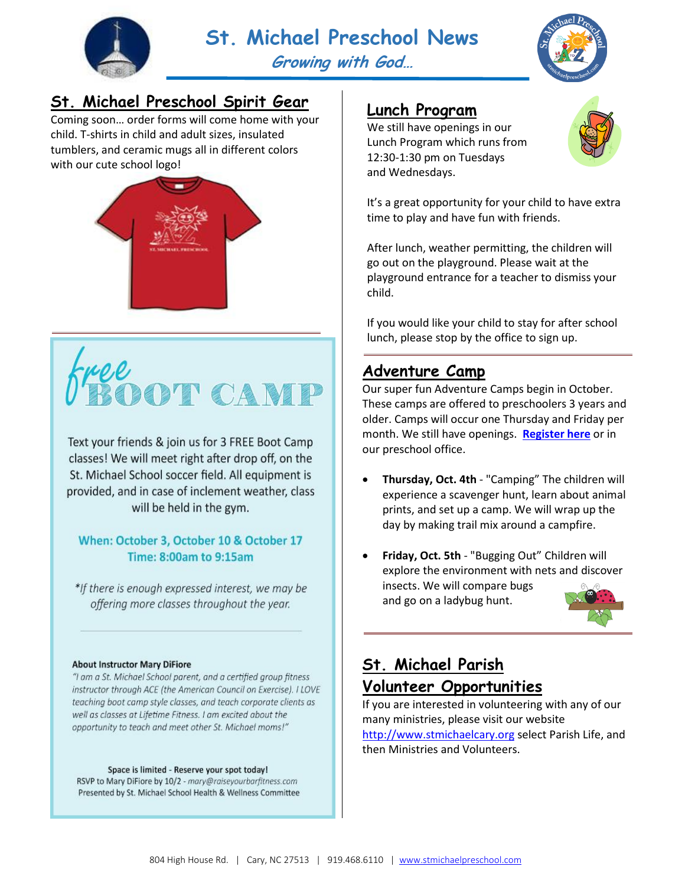# St. Michael Preschool News

*Growing with God…*

## St. Michael Preschool Spirit Gear

Coming soon… order forms will come home with your child. T-shirts in child and adult sizes, insulated tumblers, and ceramic mugs all in different colors with our cute school logo!

## free BOOT CAMP

Text your friends & join us for 3 FREE Boot Camp classes! We will meet right after drop off, on the St. Michael School soccer field. All equipment is provided, and in case of inclement weather, class will be held in the gym.

**When: October 3, October 10 & October 17**
**Time: 8:00am to 9:15am**

*\*If there is enough expressed interest, we may be offering more classes throughout the year.*

**About Instructor Mary DiFiore**

*"I am a St. Michael School parent, and a certified group fitness instructor through ACE (the American Council on Exercise). I LOVE teaching boot camp style classes, and teach corporate clients as well as classes at Lifetime Fitness. I am excited about the opportunity to teach and meet other St. Michael moms!"*

**Space is limited - Reserve your spot today!**
RSVP to Mary DiFiore by 10/2 - *mary@raiseyourbarfitness.com*
Presented by St. Michael School Health & Wellness Committee

## Lunch Program

We still have openings in our Lunch Program which runs from 12:30-1:30 pm on Tuesdays and Wednesdays.

It's a great opportunity for your child to have extra time to play and have fun with friends.

After lunch, weather permitting, the children will go out on the playground. Please wait at the playground entrance for a teacher to dismiss your child.

If you would like your child to stay for after school lunch, please stop by the office to sign up.

## Adventure Camp

Our super fun Adventure Camps begin in October. These camps are offered to preschoolers 3 years and older. Camps will occur one Thursday and Friday per month. We still have openings. **Register here** or in our preschool office.

- **Thursday, Oct. 4th** - "Camping" The children will experience a scavenger hunt, learn about animal prints, and set up a camp. We will wrap up the day by making trail mix around a campfire.
- **Friday, Oct. 5th** - "Bugging Out" Children will explore the environment with nets and discover insects. We will compare bugs and go on a ladybug hunt.

## St. Michael Parish Volunteer Opportunities

If you are interested in volunteering with any of our many ministries, please visit our website http://www.stmichaelcary.org select Parish Life, and then Ministries and Volunteers.

804 High House Rd. | Cary, NC 27513 | 919.468.6110 | www.stmichaelpreschool.com